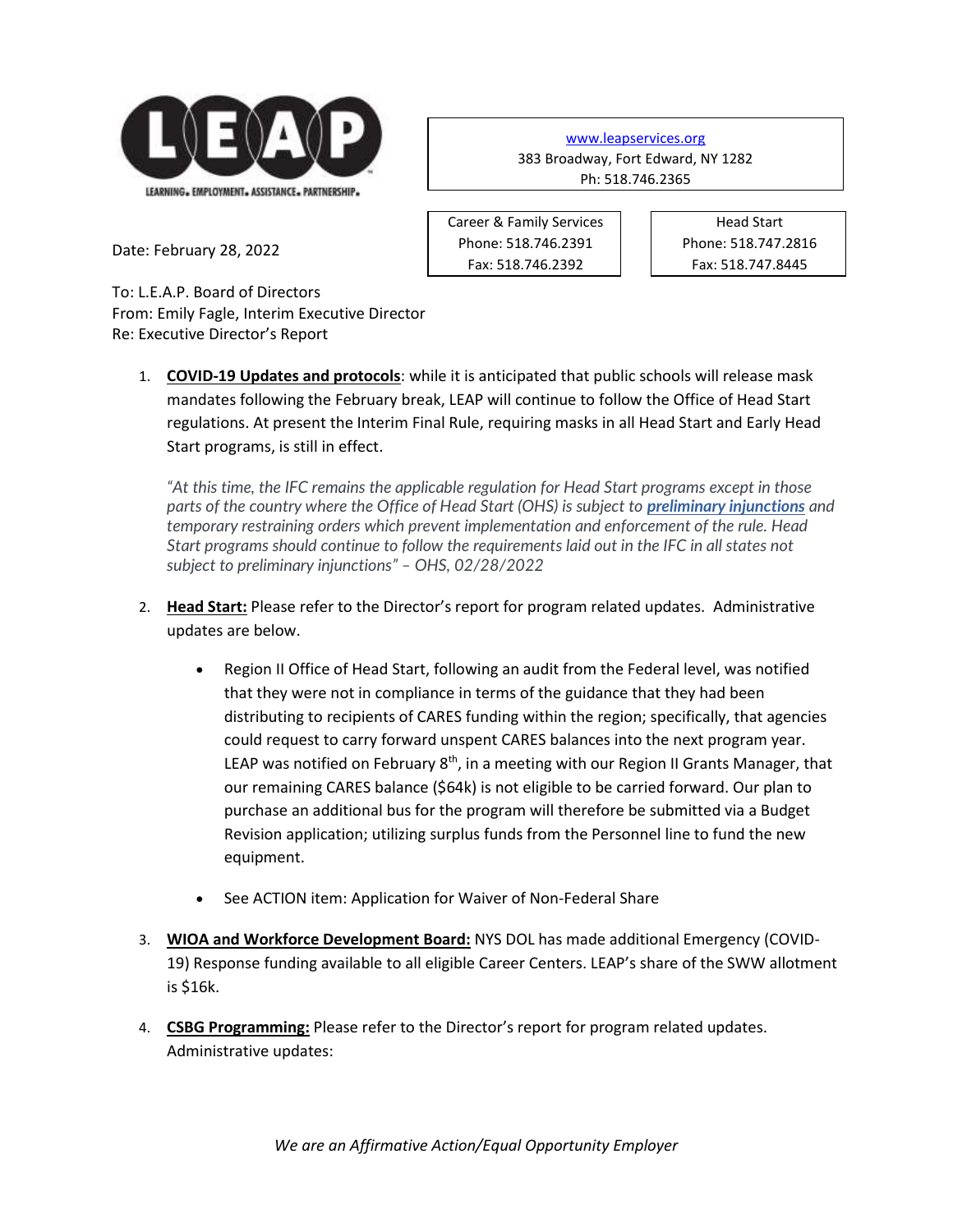**LEAP**
LEARNING. EMPLOYMENT. ASSISTANCE. PARTNERSHIP.

www.leapservices.org
383 Broadway, Fort Edward, NY 1282
Ph: 518.746.2365

Career & Family Services
Phone: 518.746.2391
Fax: 518.746.2392

Head Start
Phone: 518.747.2816
Fax: 518.747.8445

Date: February 28, 2022

To: L.E.A.P. Board of Directors
From: Emily Fagle, Interim Executive Director
Re: Executive Director's Report

1. **COVID-19 Updates and protocols**: while it is anticipated that public schools will release mask mandates following the February break, LEAP will continue to follow the Office of Head Start regulations. At present the Interim Final Rule, requiring masks in all Head Start and Early Head Start programs, is still in effect.

   *"At this time, the IFC remains the applicable regulation for Head Start programs except in those parts of the country where the Office of Head Start (OHS) is subject to **preliminary injunctions** and temporary restraining orders which prevent implementation and enforcement of the rule. Head Start programs should continue to follow the requirements laid out in the IFC in all states not subject to preliminary injunctions" – OHS, 02/28/2022*

2. **Head Start:** Please refer to the Director's report for program related updates. Administrative updates are below.

   - Region II Office of Head Start, following an audit from the Federal level, was notified that they were not in compliance in terms of the guidance that they had been distributing to recipients of CARES funding within the region; specifically, that agencies could request to carry forward unspent CARES balances into the next program year. LEAP was notified on February 8th, in a meeting with our Region II Grants Manager, that our remaining CARES balance ($64k) is not eligible to be carried forward. Our plan to purchase an additional bus for the program will therefore be submitted via a Budget Revision application; utilizing surplus funds from the Personnel line to fund the new equipment.

   - See ACTION item: Application for Waiver of Non-Federal Share

3. **WIOA and Workforce Development Board:** NYS DOL has made additional Emergency (COVID-19) Response funding available to all eligible Career Centers. LEAP's share of the SWW allotment is $16k.

4. **CSBG Programming:** Please refer to the Director's report for program related updates. Administrative updates:

*We are an Affirmative Action/Equal Opportunity Employer*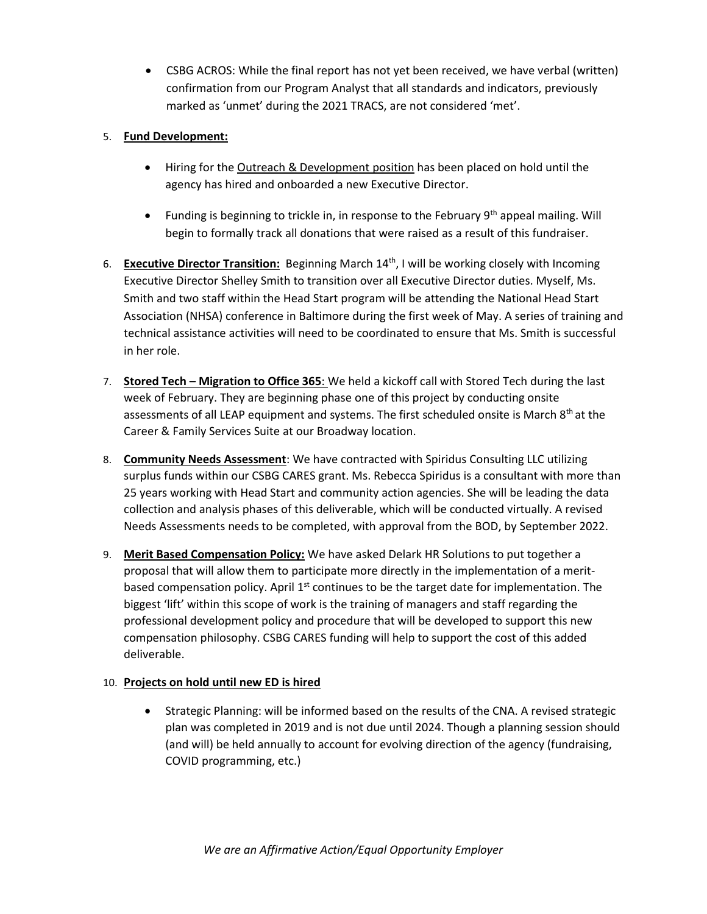- CSBG ACROS: While the final report has not yet been received, we have verbal (written) confirmation from our Program Analyst that all standards and indicators, previously marked as 'unmet' during the 2021 TRACS, are not considered 'met'.

5. **Fund Development:**

   - Hiring for the Outreach & Development position has been placed on hold until the agency has hired and onboarded a new Executive Director.

   - Funding is beginning to trickle in, in response to the February 9th appeal mailing. Will begin to formally track all donations that were raised as a result of this fundraiser.

6. **Executive Director Transition:** Beginning March 14th, I will be working closely with Incoming Executive Director Shelley Smith to transition over all Executive Director duties. Myself, Ms. Smith and two staff within the Head Start program will be attending the National Head Start Association (NHSA) conference in Baltimore during the first week of May. A series of training and technical assistance activities will need to be coordinated to ensure that Ms. Smith is successful in her role.

7. **Stored Tech – Migration to Office 365**: We held a kickoff call with Stored Tech during the last week of February. They are beginning phase one of this project by conducting onsite assessments of all LEAP equipment and systems. The first scheduled onsite is March 8th at the Career & Family Services Suite at our Broadway location.

8. **Community Needs Assessment**: We have contracted with Spiridus Consulting LLC utilizing surplus funds within our CSBG CARES grant. Ms. Rebecca Spiridus is a consultant with more than 25 years working with Head Start and community action agencies. She will be leading the data collection and analysis phases of this deliverable, which will be conducted virtually. A revised Needs Assessments needs to be completed, with approval from the BOD, by September 2022.

9. **Merit Based Compensation Policy:** We have asked Delark HR Solutions to put together a proposal that will allow them to participate more directly in the implementation of a merit-based compensation policy. April 1st continues to be the target date for implementation. The biggest 'lift' within this scope of work is the training of managers and staff regarding the professional development policy and procedure that will be developed to support this new compensation philosophy. CSBG CARES funding will help to support the cost of this added deliverable.

10. **Projects on hold until new ED is hired**

    - Strategic Planning: will be informed based on the results of the CNA. A revised strategic plan was completed in 2019 and is not due until 2024. Though a planning session should (and will) be held annually to account for evolving direction of the agency (fundraising, COVID programming, etc.)

*We are an Affirmative Action/Equal Opportunity Employer*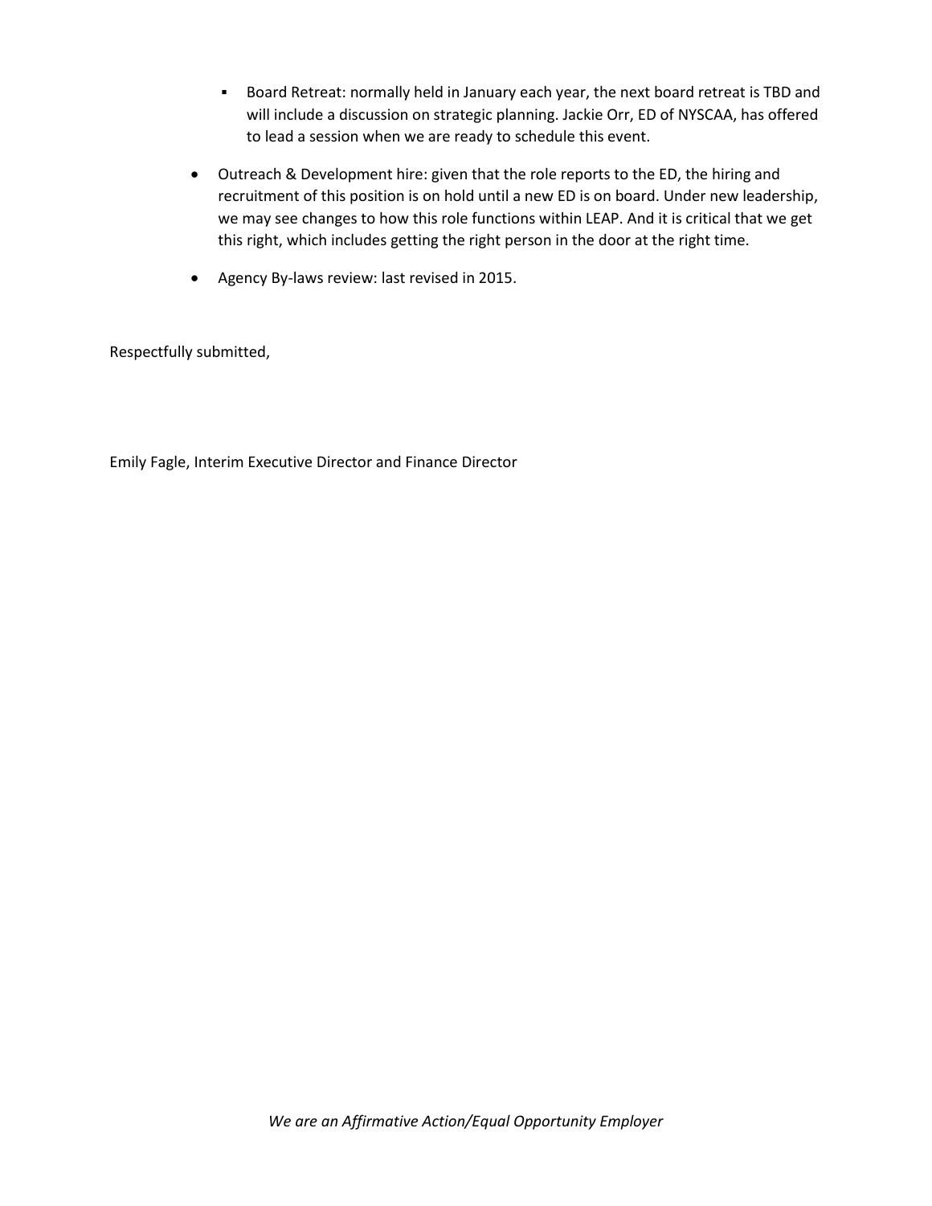- Board Retreat: normally held in January each year, the next board retreat is TBD and will include a discussion on strategic planning. Jackie Orr, ED of NYSCAA, has offered to lead a session when we are ready to schedule this event.

- Outreach & Development hire: given that the role reports to the ED, the hiring and recruitment of this position is on hold until a new ED is on board. Under new leadership, we may see changes to how this role functions within LEAP. And it is critical that we get this right, which includes getting the right person in the door at the right time.

- Agency By-laws review: last revised in 2015.

Respectfully submitted,

Emily Fagle, Interim Executive Director and Finance Director

*We are an Affirmative Action/Equal Opportunity Employer*